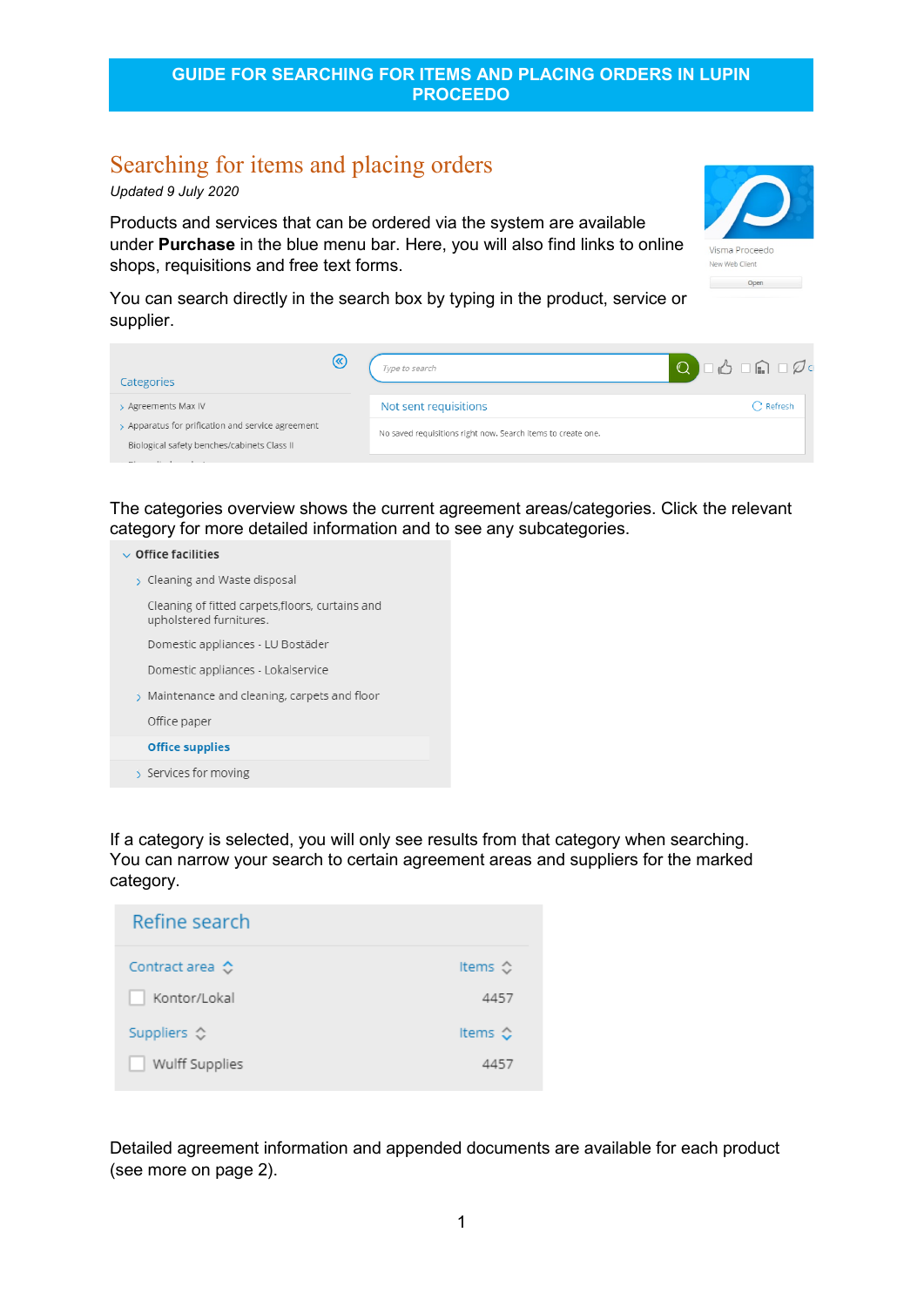# GUIDE FOR SEARCHING FOR ITEMS AND PLACING ORDERS IN LUPIN PROCEEDO

## Searching for items and placing orders

*Updated 9 July 2020*

Products and services that can be ordered via the system are available under **Purchase** in the blue menu bar. Here, you will also find links to online shops, requisitions and free text forms.

You can search directly in the search box by typing in the product, service or supplier.

The categories overview shows the current agreement areas/categories. Click the relevant category for more detailed information and to see any subcategories.

If a category is selected, you will only see results from that category when searching. You can narrow your search to certain agreement areas and suppliers for the marked category.

Detailed agreement information and appended documents are available for each product (see more on page 2).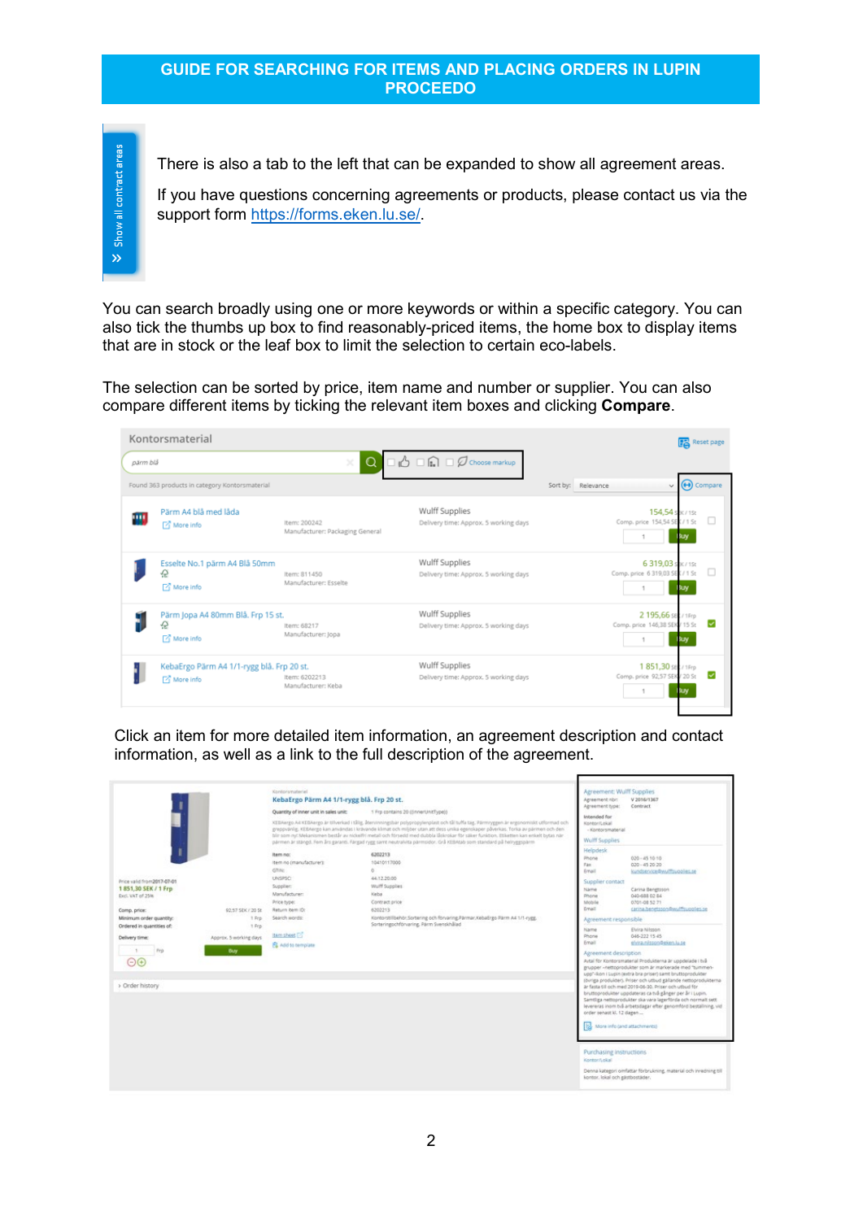# GUIDE FOR SEARCHING FOR ITEMS AND PLACING ORDERS IN LUPIN PROCEEDO

There is also a tab to the left that can be expanded to show all agreement areas.

If you have questions concerning agreements or products, please contact us via the support form https://forms.eken.lu.se/.

You can search broadly using one or more keywords or within a specific category. You can also tick the thumbs up box to find reasonably-priced items, the home box to display items that are in stock or the leaf box to limit the selection to certain eco-labels.

The selection can be sorted by price, item name and number or supplier. You can also compare different items by ticking the relevant item boxes and clicking **Compare**.

Click an item for more detailed item information, an agreement description and contact information, as well as a link to the full description of the agreement.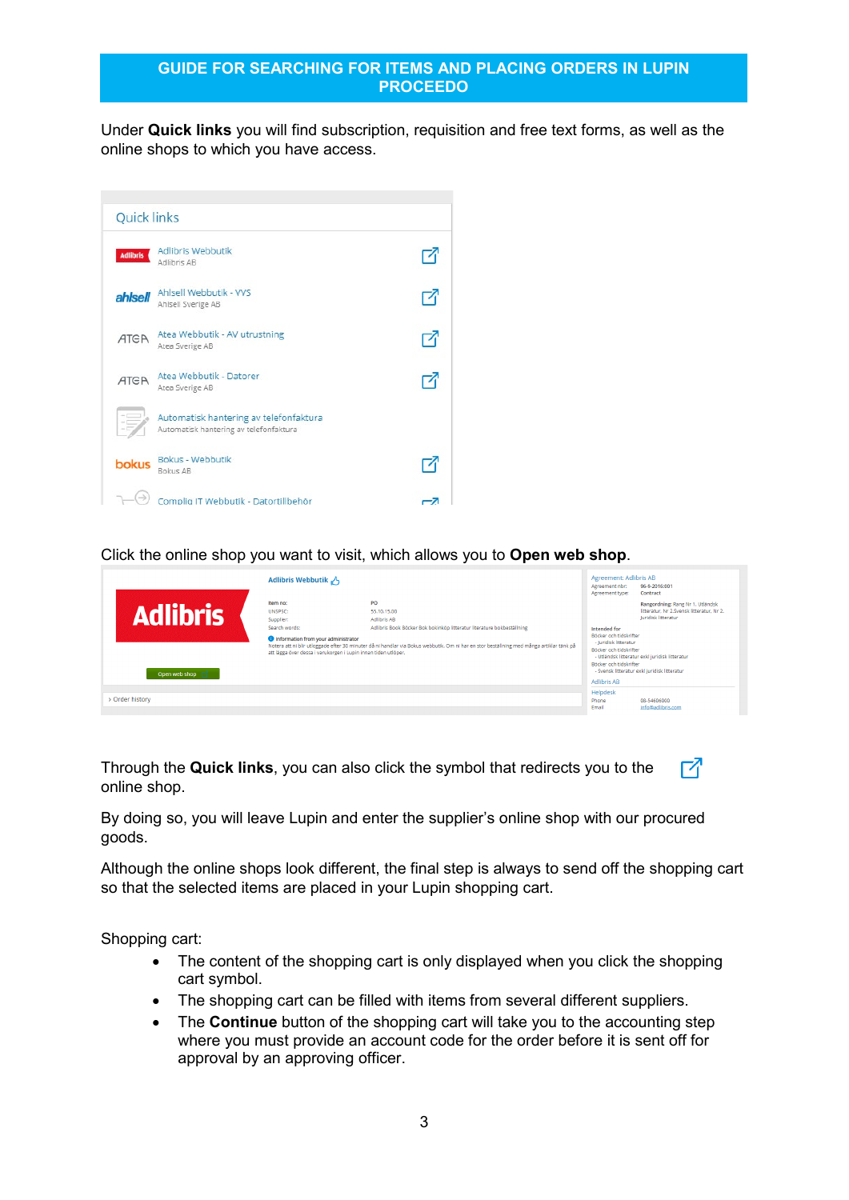# GUIDE FOR SEARCHING FOR ITEMS AND PLACING ORDERS IN LUPIN PROCEEDO

Under **Quick links** you will find subscription, requisition and free text forms, as well as the online shops to which you have access.

Click the online shop you want to visit, which allows you to **Open web shop**.

Through the **Quick links**, you can also click the symbol that redirects you to the online shop.

By doing so, you will leave Lupin and enter the supplier's online shop with our procured goods.

Although the online shops look different, the final step is always to send off the shopping cart so that the selected items are placed in your Lupin shopping cart.

Shopping cart:

- The content of the shopping cart is only displayed when you click the shopping cart symbol.
- The shopping cart can be filled with items from several different suppliers.
- The **Continue** button of the shopping cart will take you to the accounting step where you must provide an account code for the order before it is sent off for approval by an approving officer.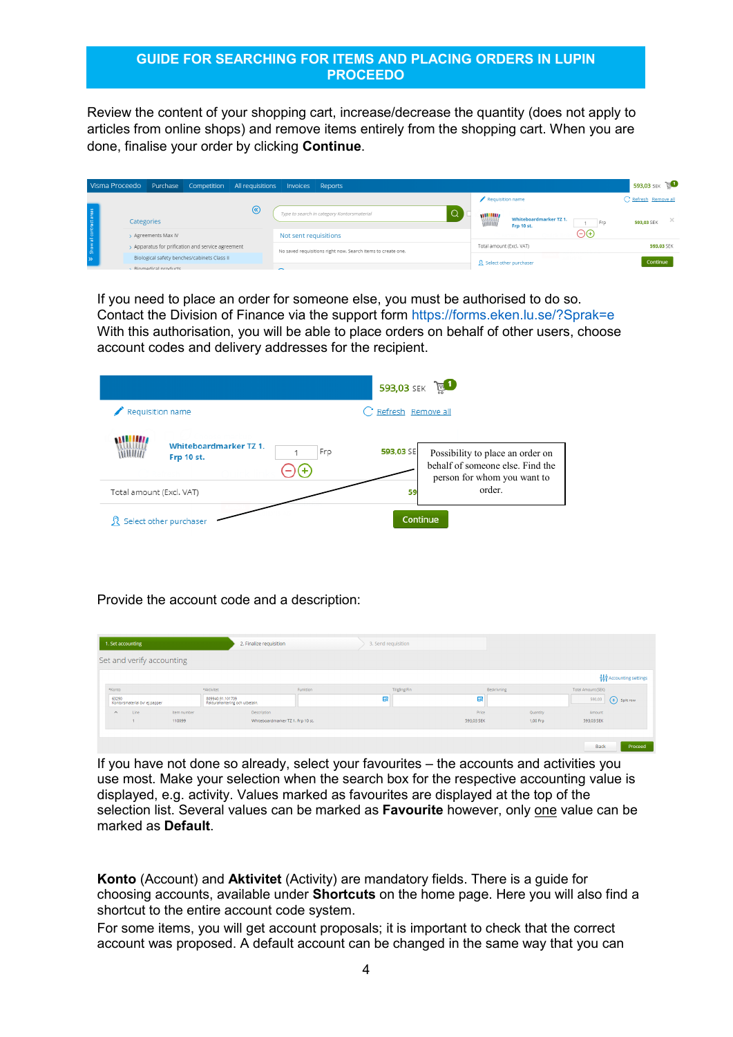# GUIDE FOR SEARCHING FOR ITEMS AND PLACING ORDERS IN LUPIN PROCEEDO

Review the content of your shopping cart, increase/decrease the quantity (does not apply to articles from online shops) and remove items entirely from the shopping cart. When you are done, finalise your order by clicking **Continue**.

If you need to place an order for someone else, you must be authorised to do so. Contact the Division of Finance via the support form https://forms.eken.lu.se/?Sprak=e
With this authorisation, you will be able to place orders on behalf of other users, choose account codes and delivery addresses for the recipient.

Possibility to place an order on behalf of someone else. Find the person for whom you want to order.

Provide the account code and a description:

If you have not done so already, select your favourites – the accounts and activities you use most. Make your selection when the search box for the respective accounting value is displayed, e.g. activity. Values marked as favourites are displayed at the top of the selection list. Several values can be marked as **Favourite** however, only one value can be marked as **Default**.

**Konto** (Account) and **Aktivitet** (Activity) are mandatory fields. There is a guide for choosing accounts, available under **Shortcuts** on the home page. Here you will also find a shortcut to the entire account code system.
For some items, you will get account proposals; it is important to check that the correct account was proposed. A default account can be changed in the same way that you can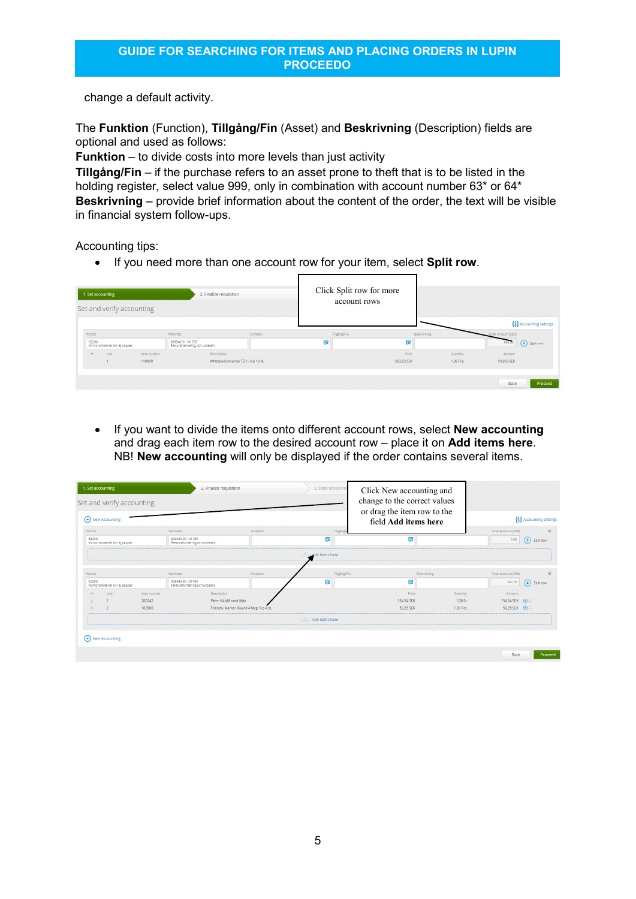change a default activity.

The **Funktion** (Function), **Tillgång/Fin** (Asset) and **Beskrivning** (Description) fields are optional and used as follows:

**Funktion** – to divide costs into more levels than just activity

**Tillgång/Fin** – if the purchase refers to an asset prone to theft that is to be listed in the holding register, select value 999, only in combination with account number 63* or 64*

**Beskrivning** – provide brief information about the content of the order, the text will be visible in financial system follow-ups.

Accounting tips:

- If you need more than one account row for your item, select **Split row**.

Click Split row for more account rows

- If you want to divide the items onto different account rows, select **New accounting** and drag each item row to the desired account row – place it on **Add items here**. NB! **New accounting** will only be displayed if the order contains several items.

Click New accounting and change to the correct values or drag the item row to the field **Add items here**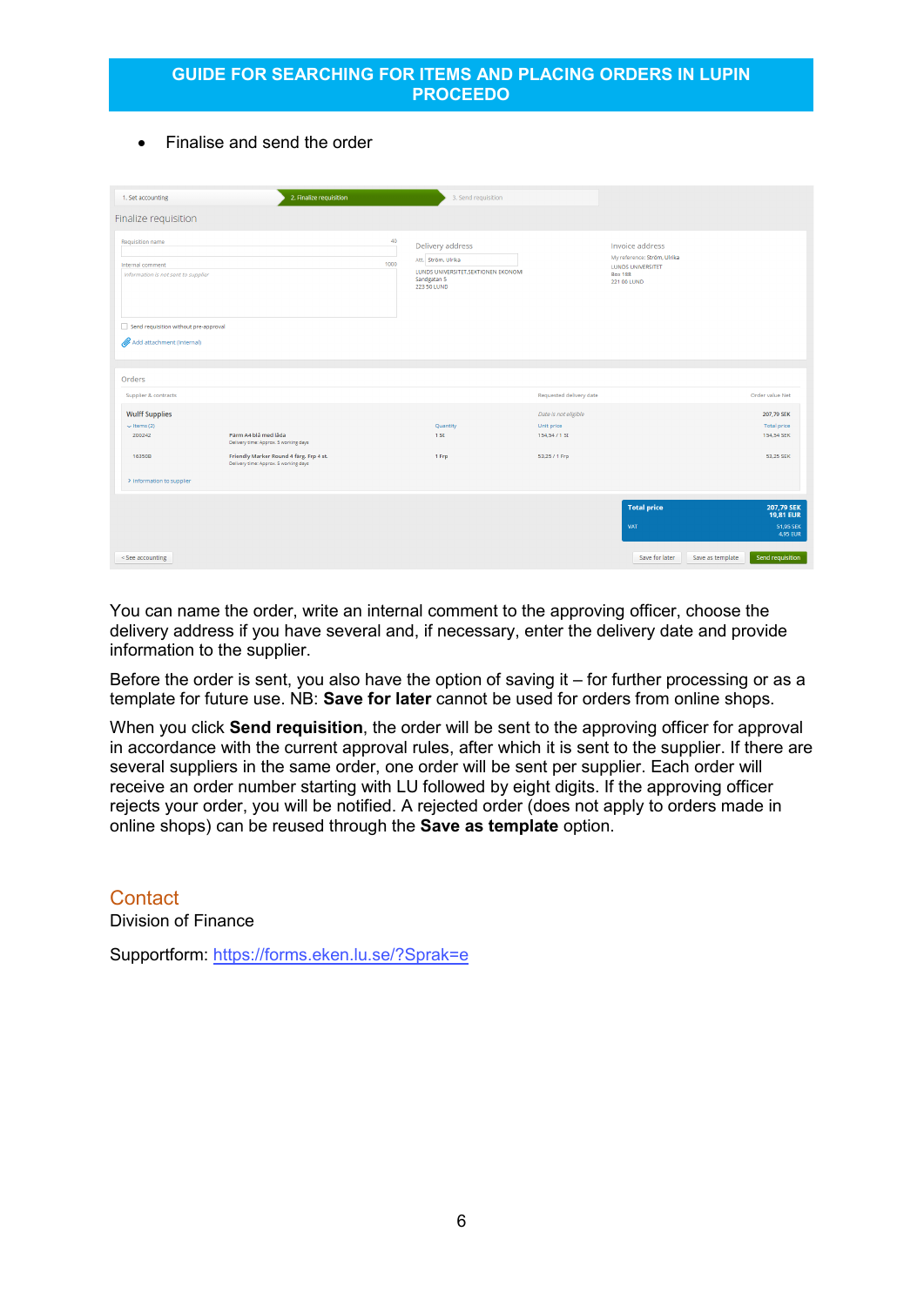- Finalise and send the order

You can name the order, write an internal comment to the approving officer, choose the delivery address if you have several and, if necessary, enter the delivery date and provide information to the supplier.

Before the order is sent, you also have the option of saving it – for further processing or as a template for future use. NB: **Save for later** cannot be used for orders from online shops.

When you click **Send requisition**, the order will be sent to the approving officer for approval in accordance with the current approval rules, after which it is sent to the supplier. If there are several suppliers in the same order, one order will be sent per supplier. Each order will receive an order number starting with LU followed by eight digits. If the approving officer rejects your order, you will be notified. A rejected order (does not apply to orders made in online shops) can be reused through the **Save as template** option.

## Contact

Division of Finance

Supportform: [https://forms.eken.lu.se/?Sprak=e](https://forms.eken.lu.se/?Sprak=e)